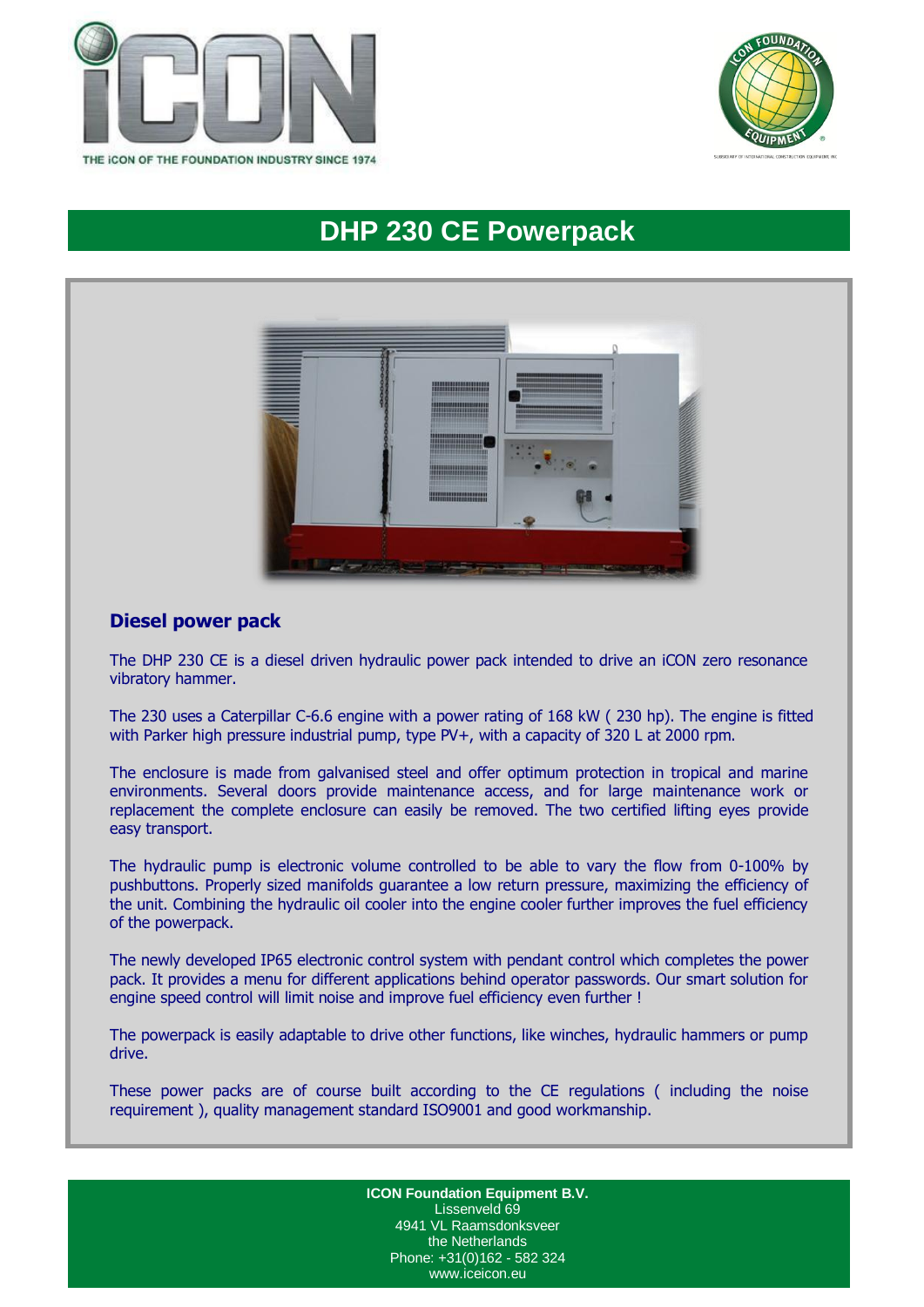THE iCON OF THE FOUNDATION INDUSTRY SINCE 1974

# DHP 230 CE Powerpack

## Diesel power pack

The DHP 230 CE is a diesel driven hydraulic power pack intended to drive an iCON zero resonance vibratory hammer.

The 230 uses a Caterpillar C-6.6 engine with a power rating of 168 kW ( 230 hp). The engine is fitted with Parker high pressure industrial pump, type PV+, with a capacity of 320 L at 2000 rpm.

The enclosure is made from galvanised steel and offer optimum protection in tropical and marine environments. Several doors provide maintenance access, and for large maintenance work or replacement the complete enclosure can easily be removed. The two certified lifting eyes provide easy transport.

The hydraulic pump is electronic volume controlled to be able to vary the flow from 0-100% by pushbuttons. Properly sized manifolds guarantee a low return pressure, maximizing the efficiency of the unit. Combining the hydraulic oil cooler into the engine cooler further improves the fuel efficiency of the powerpack.

The newly developed IP65 electronic control system with pendant control which completes the power pack. It provides a menu for different applications behind operator passwords. Our smart solution for engine speed control will limit noise and improve fuel efficiency even further !

The powerpack is easily adaptable to drive other functions, like winches, hydraulic hammers or pump drive.

These power packs are of course built according to the CE regulations ( including the noise requirement ), quality management standard ISO9001 and good workmanship.

**ICON Foundation Equipment B.V.**
Lissenveld 69
4941 VL Raamsdonksveer
the Netherlands
Phone: +31(0)162 - 582 324
www.iceicon.eu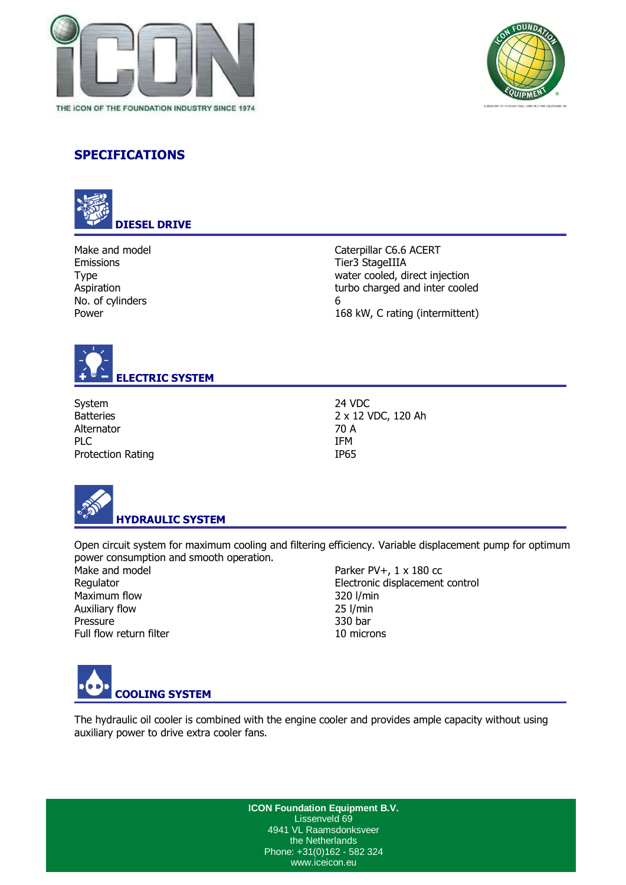# SPECIFICATIONS

## DIESEL DRIVE

| | |
|---|---|
| Make and model | Caterpillar C6.6 ACERT |
| Emissions | Tier3 StageIIIA |
| Type | water cooled, direct injection |
| Aspiration | turbo charged and inter cooled |
| No. of cylinders | 6 |
| Power | 168 kW, C rating (intermittent) |

## ELECTRIC SYSTEM

| | |
|---|---|
| System | 24 VDC |
| Batteries | 2 x 12 VDC, 120 Ah |
| Alternator | 70 A |
| PLC | IFM |
| Protection Rating | IP65 |

## HYDRAULIC SYSTEM

Open circuit system for maximum cooling and filtering efficiency. Variable displacement pump for optimum power consumption and smooth operation.

| | |
|---|---|
| Make and model | Parker PV+, 1 x 180 cc |
| Regulator | Electronic displacement control |
| Maximum flow | 320 l/min |
| Auxiliary flow | 25 l/min |
| Pressure | 330 bar |
| Full flow return filter | 10 microns |

## COOLING SYSTEM

The hydraulic oil cooler is combined with the engine cooler and provides ample capacity without using auxiliary power to drive extra cooler fans.

**ICON Foundation Equipment B.V.**
Lissenveld 69
4941 VL Raamsdonksveer
the Netherlands
Phone: +31(0)162 - 582 324
www.iceicon.eu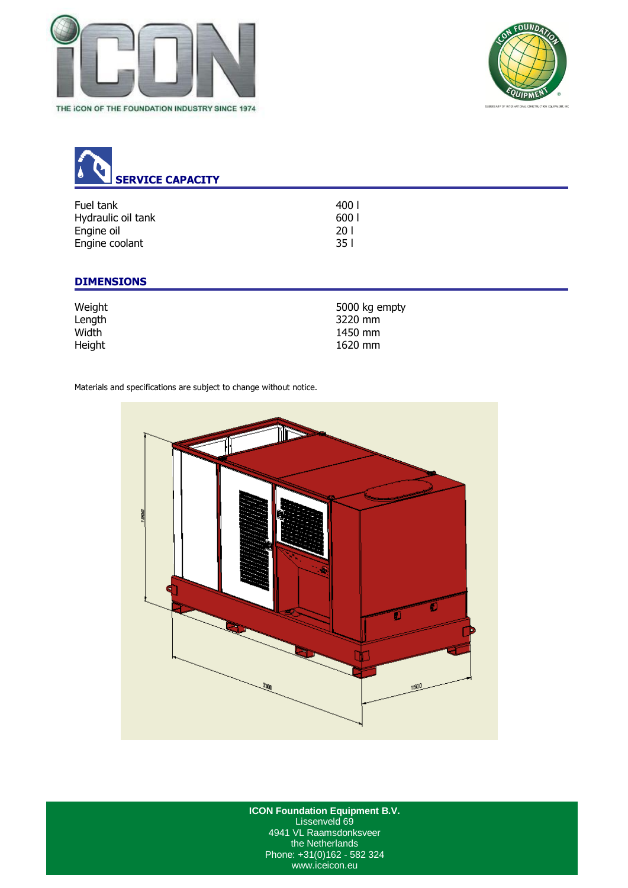## SERVICE CAPACITY

| | |
|---|---|
| Fuel tank | 400 l |
| Hydraulic oil tank | 600 l |
| Engine oil | 20 l |
| Engine coolant | 35 l |

## DIMENSIONS

| | |
|---|---|
| Weight | 5000 kg empty |
| Length | 3220 mm |
| Width | 1450 mm |
| Height | 1620 mm |

Materials and specifications are subject to change without notice.

**ICON Foundation Equipment B.V.**
Lissenveld 69
4941 VL Raamsdonksveer
the Netherlands
Phone: +31(0)162 - 582 324
www.iceicon.eu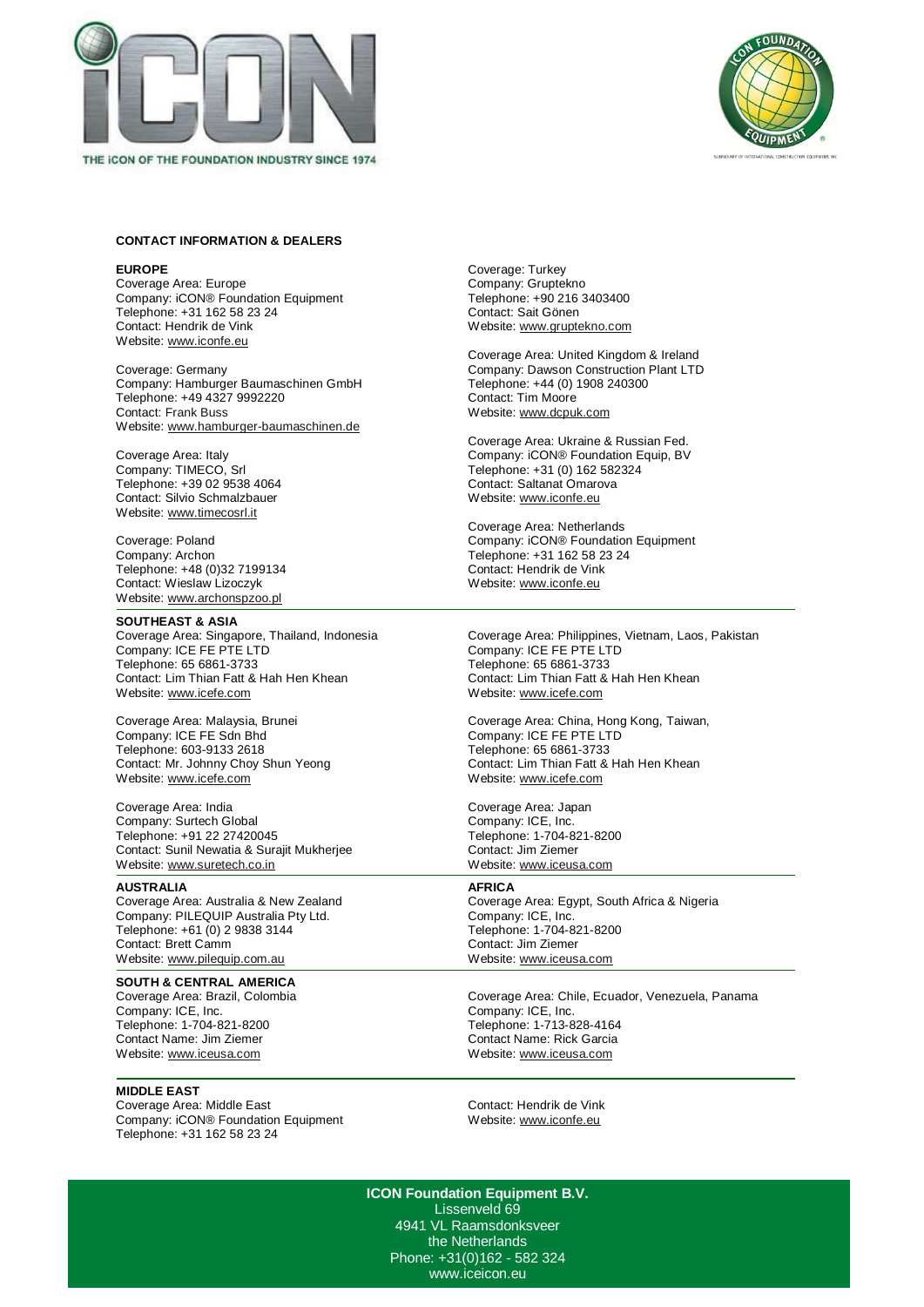THE iCON OF THE FOUNDATION INDUSTRY SINCE 1974

## CONTACT INFORMATION & DEALERS

### EUROPE

Coverage Area: Europe
Company: iCON® Foundation Equipment
Telephone: +31 162 58 23 24
Contact: Hendrik de Vink
Website: www.iconfe.eu

Coverage: Germany
Company: Hamburger Baumaschinen GmbH
Telephone: +49 4327 9992220
Contact: Frank Buss
Website: www.hamburger-baumaschinen.de

Coverage Area: Italy
Company: TIMECO, Srl
Telephone: +39 02 9538 4064
Contact: Silvio Schmalzbauer
Website: www.timecosrl.it

Coverage: Poland
Company: Archon
Telephone: +48 (0)32 7199134
Contact: Wieslaw Lizoczyk
Website: www.archonspzoo.pl

Coverage: Turkey
Company: Gruptekno
Telephone: +90 216 3403400
Contact: Sait Gönen
Website: www.gruptekno.com

Coverage Area: United Kingdom & Ireland
Company: Dawson Construction Plant LTD
Telephone: +44 (0) 1908 240300
Contact: Tim Moore
Website: www.dcpuk.com

Coverage Area: Ukraine & Russian Fed.
Company: iCON® Foundation Equip, BV
Telephone: +31 (0) 162 582324
Contact: Saltanat Omarova
Website: www.iconfe.eu

Coverage Area: Netherlands
Company: iCON® Foundation Equipment
Telephone: +31 162 58 23 24
Contact: Hendrik de Vink
Website: www.iconfe.eu

### SOUTHEAST & ASIA

Coverage Area: Singapore, Thailand, Indonesia
Company: ICE FE PTE LTD
Telephone: 65 6861-3733
Contact: Lim Thian Fatt & Hah Hen Khean
Website: www.icefe.com

Coverage Area: Malaysia, Brunei
Company: ICE FE Sdn Bhd
Telephone: 603-9133 2618
Contact: Mr. Johnny Choy Shun Yeong
Website: www.icefe.com

Coverage Area: India
Company: Surtech Global
Telephone: +91 22 27420045
Contact: Sunil Newatia & Surajit Mukherjee
Website: www.suretech.co.in

Coverage Area: Philippines, Vietnam, Laos, Pakistan
Company: ICE FE PTE LTD
Telephone: 65 6861-3733
Contact: Lim Thian Fatt & Hah Hen Khean
Website: www.icefe.com

Coverage Area: China, Hong Kong, Taiwan,
Company: ICE FE PTE LTD
Telephone: 65 6861-3733
Contact: Lim Thian Fatt & Hah Hen Khean
Website: www.icefe.com

Coverage Area: Japan
Company: ICE, Inc.
Telephone: 1-704-821-8200
Contact: Jim Ziemer
Website: www.iceusa.com

### AUSTRALIA

Coverage Area: Australia & New Zealand
Company: PILEQUIP Australia Pty Ltd.
Telephone: +61 (0) 2 9838 3144
Contact: Brett Camm
Website: www.pilequip.com.au

### AFRICA

Coverage Area: Egypt, South Africa & Nigeria
Company: ICE, Inc.
Telephone: 1-704-821-8200
Contact: Jim Ziemer
Website: www.iceusa.com

### SOUTH & CENTRAL AMERICA

Coverage Area: Brazil, Colombia
Company: ICE, Inc.
Telephone: 1-704-821-8200
Contact Name: Jim Ziemer
Website: www.iceusa.com

Coverage Area: Chile, Ecuador, Venezuela, Panama
Company: ICE, Inc.
Telephone: 1-713-828-4164
Contact Name: Rick Garcia
Website: www.iceusa.com

### MIDDLE EAST

Coverage Area: Middle East
Company: iCON® Foundation Equipment
Telephone: +31 162 58 23 24
Contact: Hendrik de Vink
Website: www.iconfe.eu

**ICON Foundation Equipment B.V.**
Lissenveld 69
4941 VL Raamsdonksveer
the Netherlands
Phone: +31(0)162 - 582 324
www.iceicon.eu